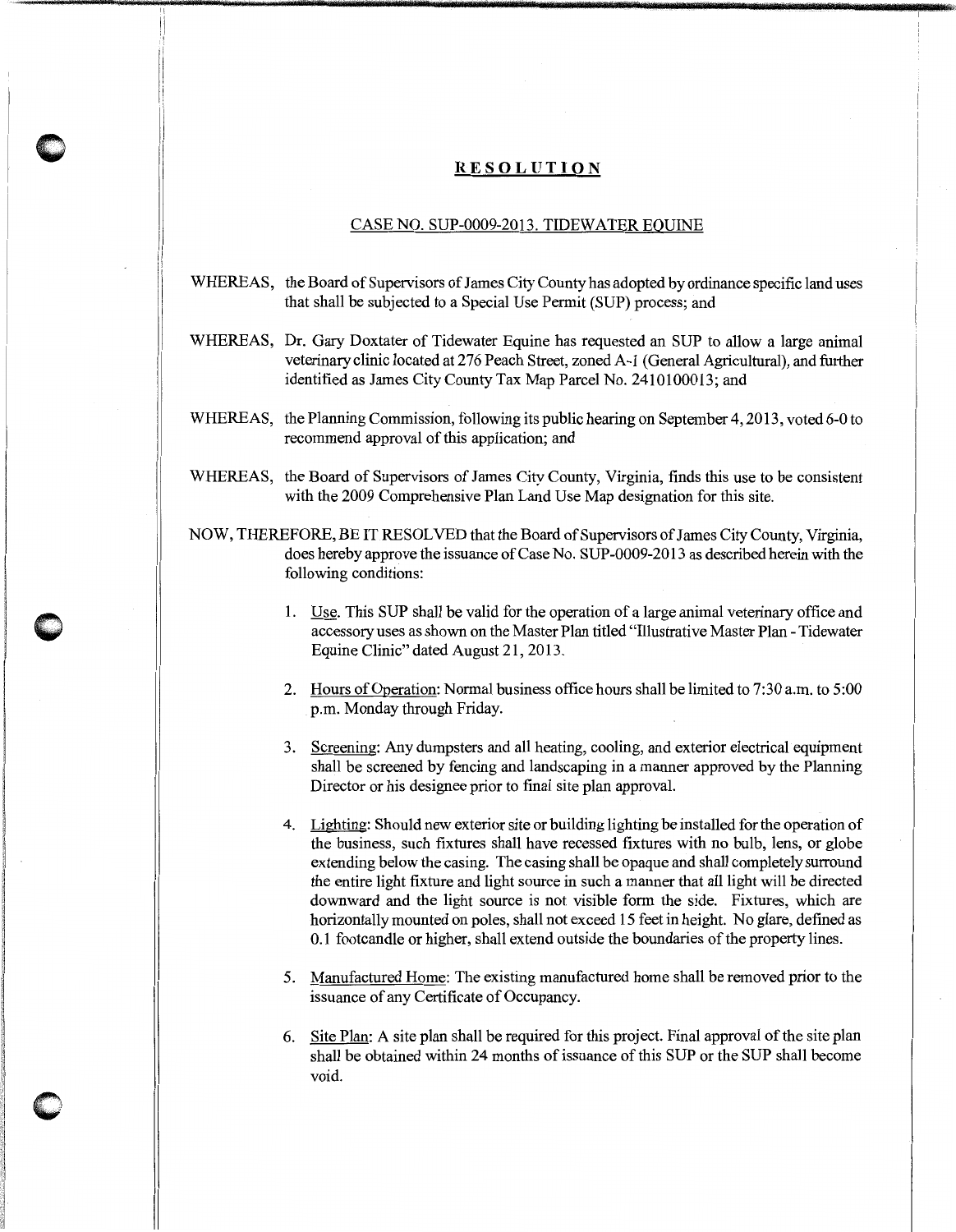# RESOLUTION

## CASE NO. SUP-0009-2013. TIDEWATER EQUINE

WHEREAS, the Board of Supervisors of James City County has adopted by ordinance specific land uses that shall be subjected to a Special Use Permit (SUP) process; and

WHEREAS, Dr. Gary Doxtater of Tidewater Equine has requested an SUP to allow a large animal veterinary clinic located at 276 Peach Street, zoned A-1 (General Agricultural), and further identified as James City County Tax Map Parcel No. 2410100013; and

WHEREAS, the Planning Commission, following its public hearing on September 4, 2013, voted 6-0 to recommend approval of this application; and

WHEREAS, the Board of Supervisors of James City County, Virginia, finds this use to be consistent with the 2009 Comprehensive Plan Land Use Map designation for this site.

NOW, THEREFORE, BE IT RESOLVED that the Board of Supervisors of James City County, Virginia, does hereby approve the issuance of Case No. SUP-0009-2013 as described herein with the following conditions:

1. Use. This SUP shall be valid for the operation of a large animal veterinary office and accessory uses as shown on the Master Plan titled "Illustrative Master Plan - Tidewater Equine Clinic" dated August 21, 2013.

2. Hours of Operation: Normal business office hours shall be limited to 7:30 a.m. to 5:00 p.m. Monday through Friday.

3. Screening: Any dumpsters and all heating, cooling, and exterior electrical equipment shall be screened by fencing and landscaping in a manner approved by the Planning Director or his designee prior to final site plan approval.

4. Lighting: Should new exterior site or building lighting be installed for the operation of the business, such fixtures shall have recessed fixtures with no bulb, lens, or globe extending below the casing. The casing shall be opaque and shall completely surround the entire light fixture and light source in such a manner that all light will be directed downward and the light source is not visible form the side. Fixtures, which are horizontally mounted on poles, shall not exceed 15 feet in height. No glare, defined as 0.1 footcandle or higher, shall extend outside the boundaries of the property lines.

5. Manufactured Home: The existing manufactured home shall be removed prior to the issuance of any Certificate of Occupancy.

6. Site Plan: A site plan shall be required for this project. Final approval of the site plan shall be obtained within 24 months of issuance of this SUP or the SUP shall become void.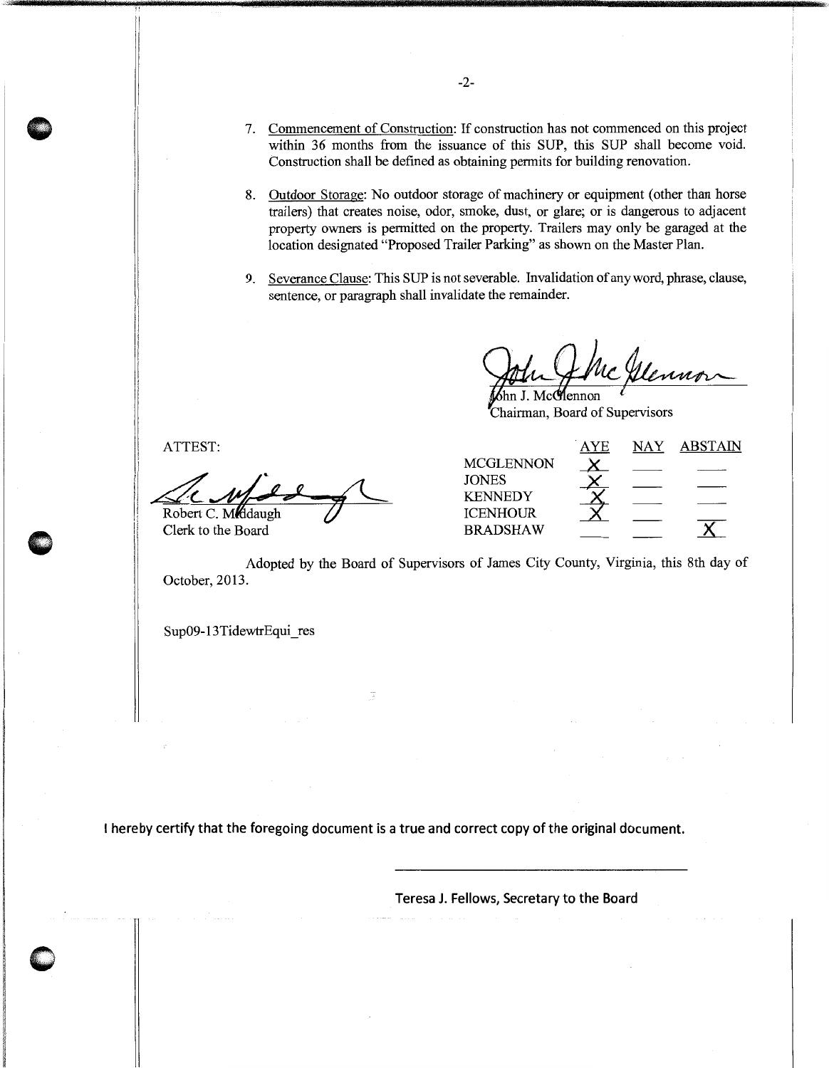7. Commencement of Construction: If construction has not commenced on this project within 36 months from the issuance of this SUP, this SUP shall become void. Construction shall be defined as obtaining permits for building renovation.

8. Outdoor Storage: No outdoor storage of machinery or equipment (other than horse trailers) that creates noise, odor, smoke, dust, or glare; or is dangerous to adjacent property owners is permitted on the property. Trailers may only be garaged at the location designated "Proposed Trailer Parking" as shown on the Master Plan.

9. Severance Clause: This SUP is not severable. Invalidation of any word, phrase, clause, sentence, or paragraph shall invalidate the remainder.

John J. McGlennon
Chairman, Board of Supervisors

ATTEST:

Robert C. Middaugh
Clerk to the Board

| | AYE | NAY | ABSTAIN |
|---|---|---|---|
| MCGLENNON | X | | |
| JONES | X | | |
| KENNEDY | X | | |
| ICENHOUR | X | | |
| BRADSHAW | | | X |

Adopted by the Board of Supervisors of James City County, Virginia, this 8th day of October, 2013.

Sup09-13TidewtrEqui_res

I hereby certify that the foregoing document is a true and correct copy of the original document.

Teresa J. Fellows, Secretary to the Board